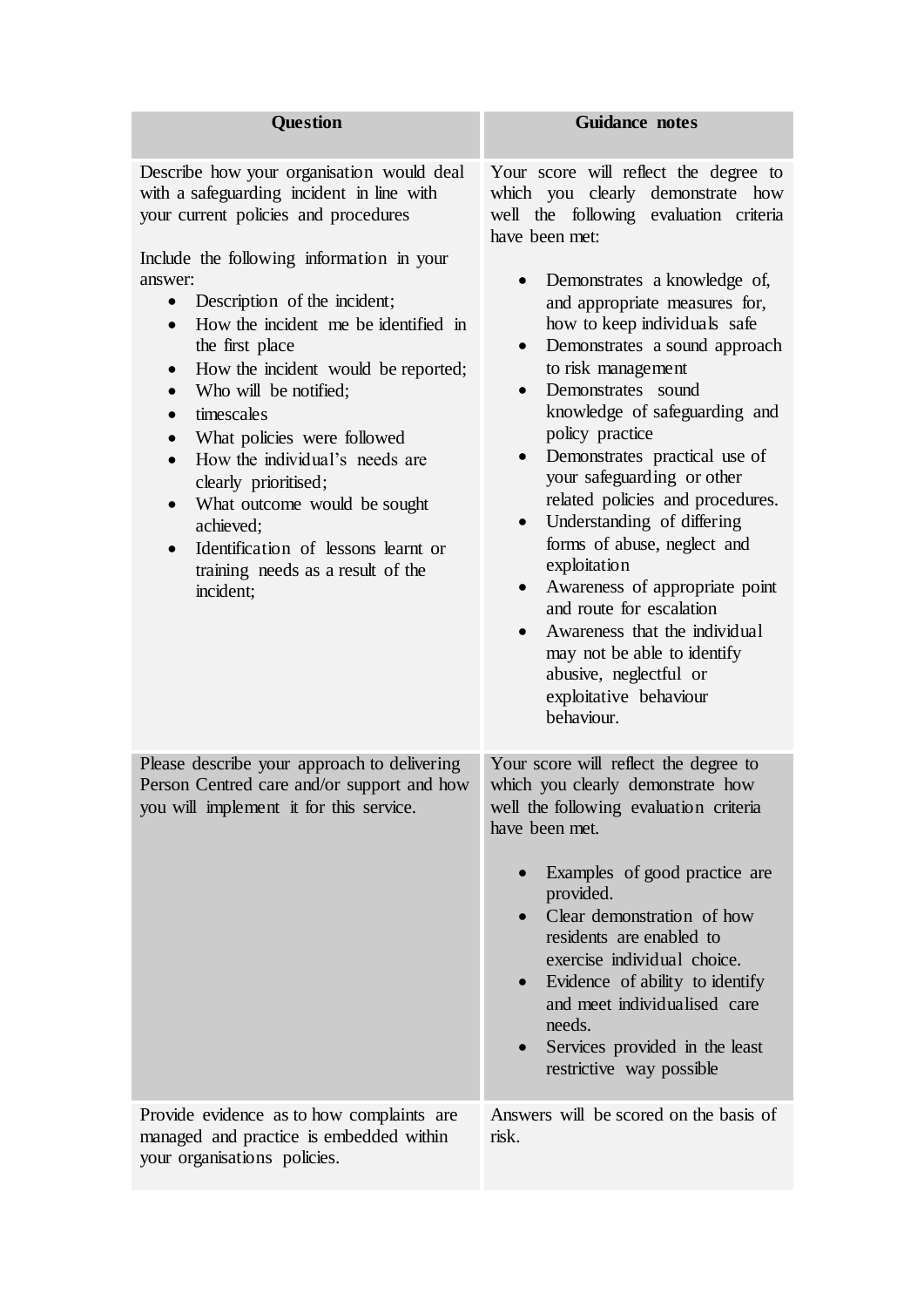| Question | Guidance notes |
| --- | --- |
| Describe how your organisation would deal with a safeguarding incident in line with your current policies and procedures<br><br>Include the following information in your answer:<br>• Description of the incident;<br>• How the incident me be identified in the first place<br>• How the incident would be reported;<br>• Who will be notified;<br>• timescales<br>• What policies were followed<br>• How the individual's needs are clearly prioritised;<br>• What outcome would be sought achieved;<br>• Identification of lessons learnt or training needs as a result of the incident; | Your score will reflect the degree to which you clearly demonstrate how well the following evaluation criteria have been met:<br><br>• Demonstrates a knowledge of, and appropriate measures for, how to keep individuals safe<br>• Demonstrates a sound approach to risk management<br>• Demonstrates sound knowledge of safeguarding and policy practice<br>• Demonstrates practical use of your safeguarding or other related policies and procedures.<br>• Understanding of differing forms of abuse, neglect and exploitation<br>• Awareness of appropriate point and route for escalation<br>• Awareness that the individual may not be able to identify abusive, neglectful or exploitative behaviour behaviour. |
| Please describe your approach to delivering Person Centred care and/or support and how you will implement it for this service. | Your score will reflect the degree to which you clearly demonstrate how well the following evaluation criteria have been met.<br><br>• Examples of good practice are provided.<br>• Clear demonstration of how residents are enabled to exercise individual choice.<br>• Evidence of ability to identify and meet individualised care needs.<br>• Services provided in the least restrictive way possible |
| Provide evidence as to how complaints are managed and practice is embedded within your organisations policies. | Answers will be scored on the basis of risk. |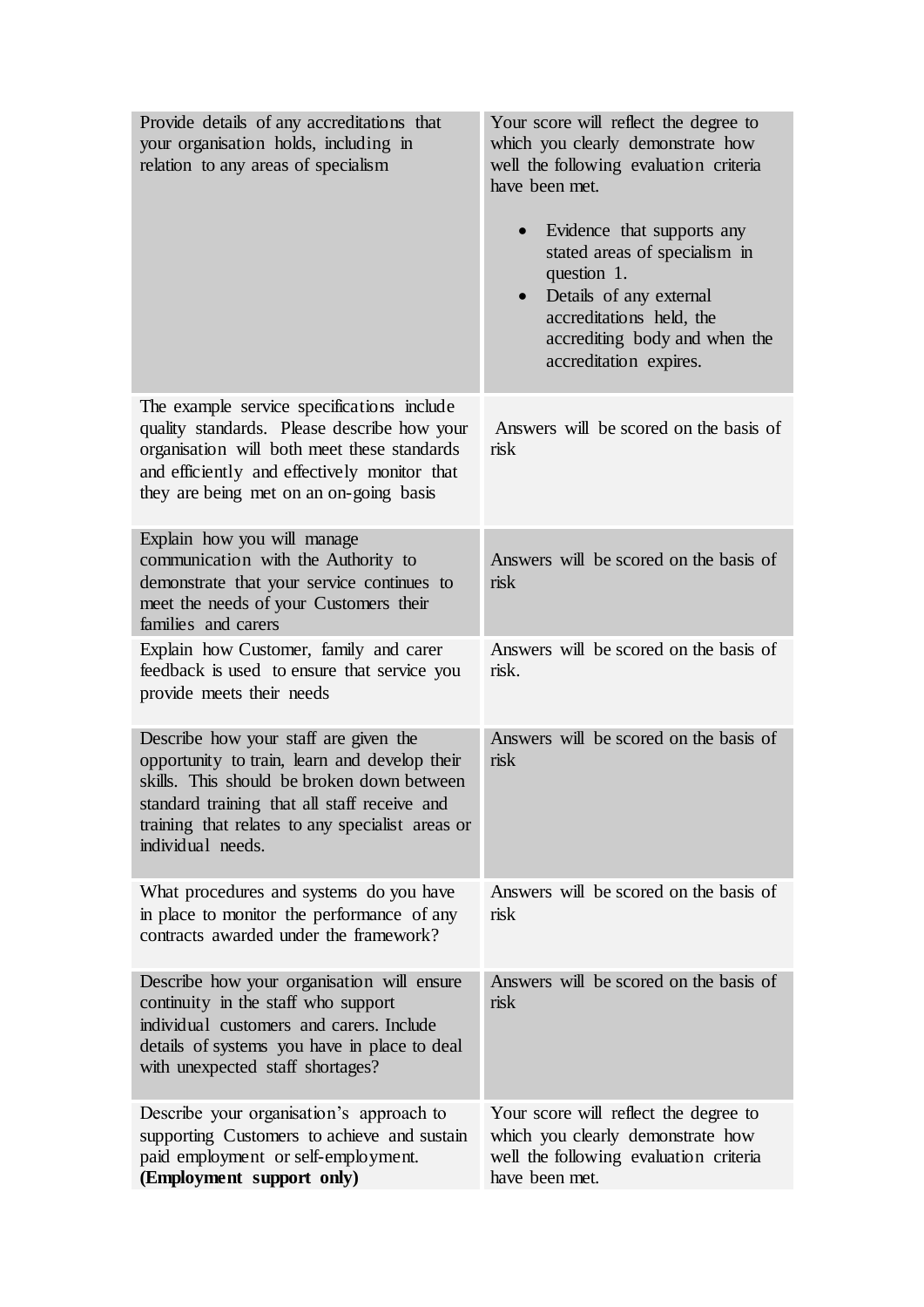| | |
|---|---|
| Provide details of any accreditations that your organisation holds, including in relation to any areas of specialism | Your score will reflect the degree to which you clearly demonstrate how well the following evaluation criteria have been met.<br><br>• Evidence that supports any stated areas of specialism in question 1.<br>• Details of any external accreditations held, the accrediting body and when the accreditation expires. |
| The example service specifications include quality standards. Please describe how your organisation will both meet these standards and efficiently and effectively monitor that they are being met on an on-going basis | Answers will be scored on the basis of risk |
| Explain how you will manage communication with the Authority to demonstrate that your service continues to meet the needs of your Customers their families and carers | Answers will be scored on the basis of risk |
| Explain how Customer, family and carer feedback is used to ensure that service you provide meets their needs | Answers will be scored on the basis of risk. |
| Describe how your staff are given the opportunity to train, learn and develop their skills. This should be broken down between standard training that all staff receive and training that relates to any specialist areas or individual needs. | Answers will be scored on the basis of risk |
| What procedures and systems do you have in place to monitor the performance of any contracts awarded under the framework? | Answers will be scored on the basis of risk |
| Describe how your organisation will ensure continuity in the staff who support individual customers and carers. Include details of systems you have in place to deal with unexpected staff shortages? | Answers will be scored on the basis of risk |
| Describe your organisation's approach to supporting Customers to achieve and sustain paid employment or self-employment. **(Employment support only)** | Your score will reflect the degree to which you clearly demonstrate how well the following evaluation criteria have been met. |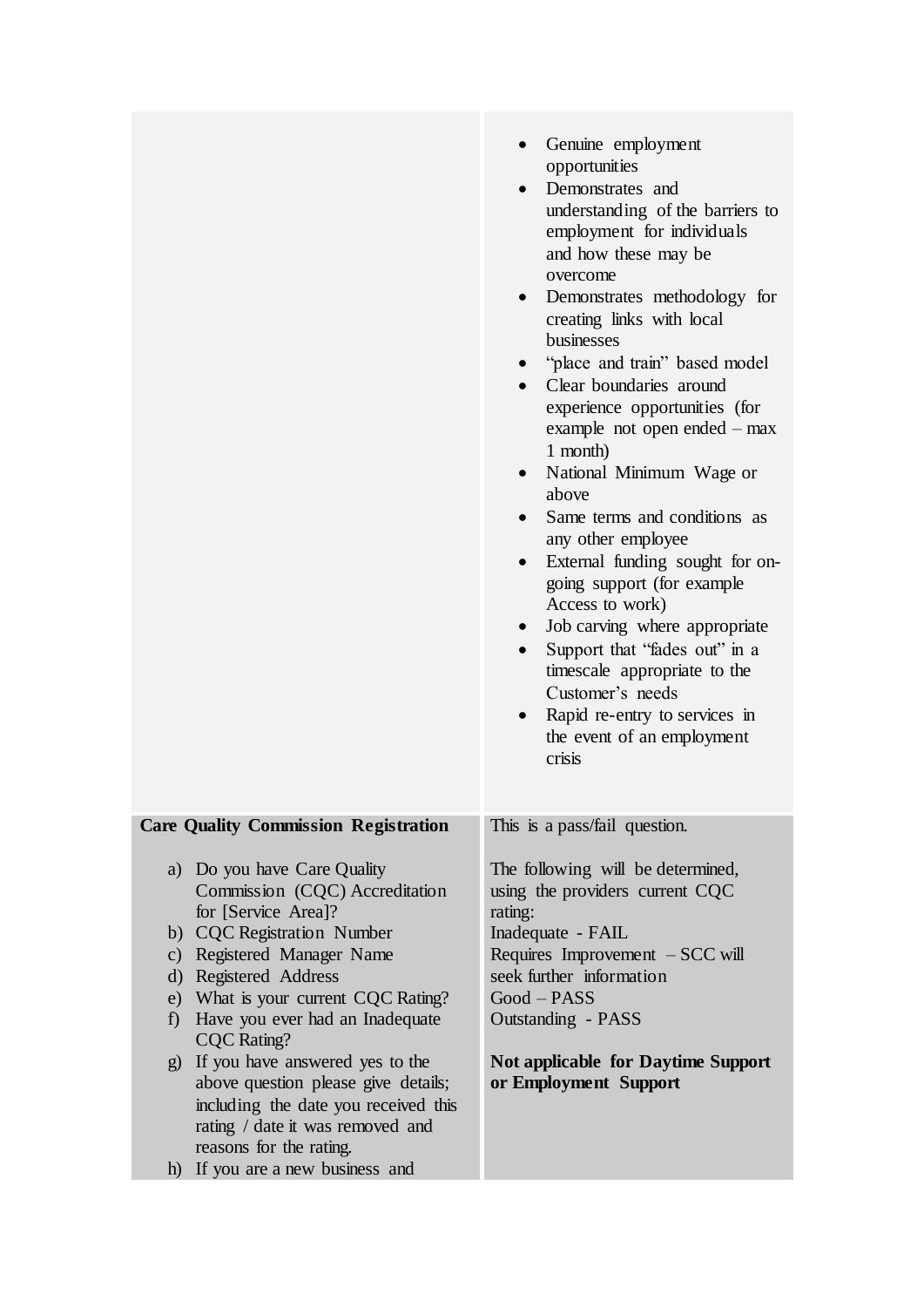| | |
|---|---|
| | <ul><li>Genuine employment opportunities</li><li>Demonstrates and understanding of the barriers to employment for individuals and how these may be overcome</li><li>Demonstrates methodology for creating links with local businesses</li><li>"place and train" based model</li><li>Clear boundaries around experience opportunities (for example not open ended – max 1 month)</li><li>National Minimum Wage or above</li><li>Same terms and conditions as any other employee</li><li>External funding sought for on-going support (for example Access to work)</li><li>Job carving where appropriate</li><li>Support that "fades out" in a timescale appropriate to the Customer's needs</li><li>Rapid re-entry to services in the event of an employment crisis</li></ul> |
| **Care Quality Commission Registration**<br><br>a) Do you have Care Quality Commission (CQC) Accreditation for [Service Area]?<br>b) CQC Registration Number<br>c) Registered Manager Name<br>d) Registered Address<br>e) What is your current CQC Rating?<br>f) Have you ever had an Inadequate CQC Rating?<br>g) If you have answered yes to the above question please give details; including the date you received this rating / date it was removed and reasons for the rating.<br>h) If you are a new business and | This is a pass/fail question.<br><br>The following will be determined, using the providers current CQC rating:<br>Inadequate - FAIL<br>Requires Improvement – SCC will seek further information<br>Good – PASS<br>Outstanding - PASS<br><br>**Not applicable for Daytime Support or Employment Support** |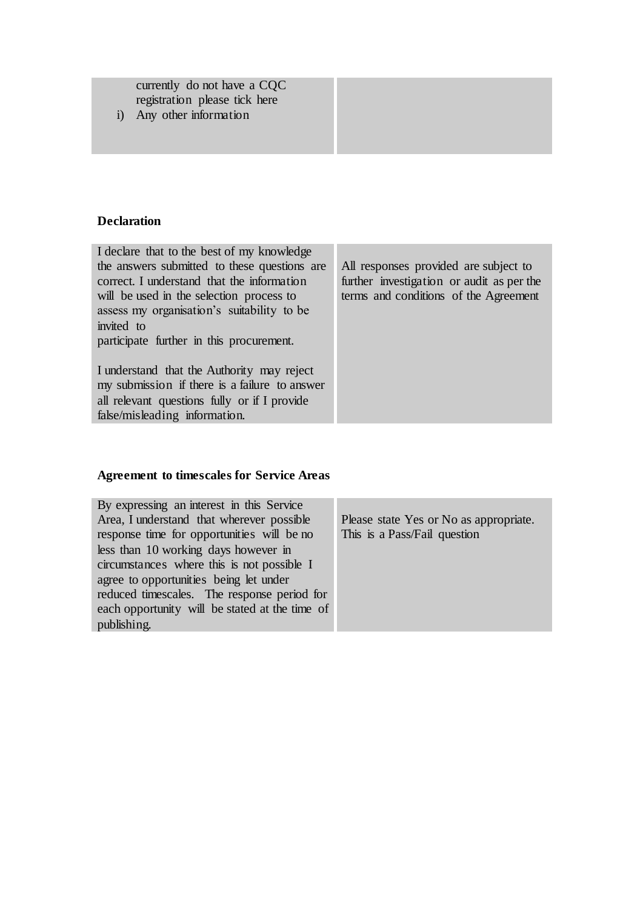| | |
|---|---|
| currently do not have a CQC registration please tick here<br>i) Any other information | |

**Declaration**

| | |
|---|---|
| I declare that to the best of my knowledge the answers submitted to these questions are correct. I understand that the information will be used in the selection process to assess my organisation's suitability to be invited to participate further in this procurement.<br><br>I understand that the Authority may reject my submission if there is a failure to answer all relevant questions fully or if I provide false/misleading information. | All responses provided are subject to further investigation or audit as per the terms and conditions of the Agreement |

**Agreement to timescales for Service Areas**

| | |
|---|---|
| By expressing an interest in this Service Area, I understand that wherever possible response time for opportunities will be no less than 10 working days however in circumstances where this is not possible I agree to opportunities being let under reduced timescales. The response period for each opportunity will be stated at the time of publishing. | Please state Yes or No as appropriate. This is a Pass/Fail question |